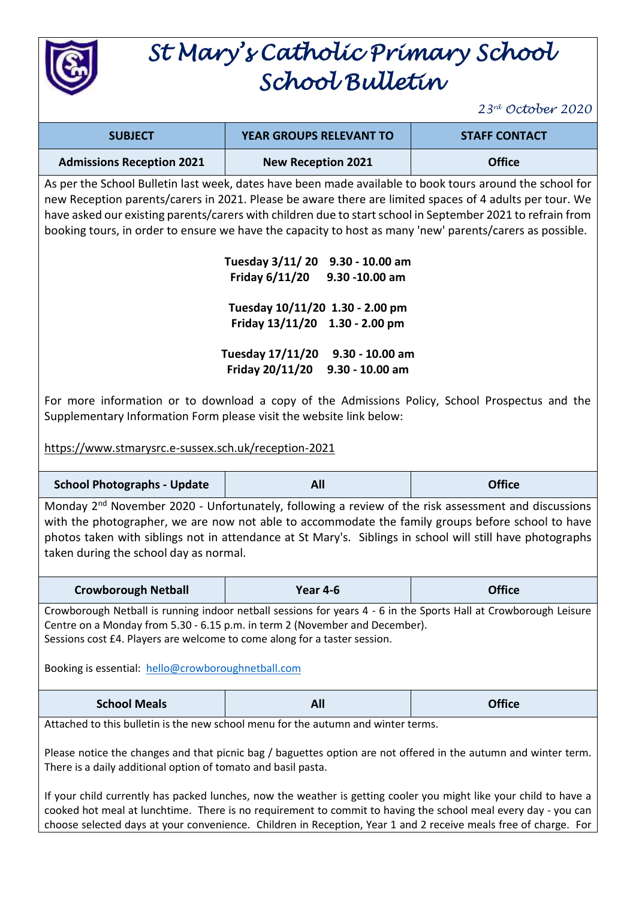# St Mary's Catholic Primary School
# School Bulletin

*23rd October 2020*

| SUBJECT | YEAR GROUPS RELEVANT TO | STAFF CONTACT |
|---|---|---|
| **Admissions Reception 2021** | **New Reception 2021** | **Office** |

As per the School Bulletin last week, dates have been made available to book tours around the school for new Reception parents/carers in 2021. Please be aware there are limited spaces of 4 adults per tour. We have asked our existing parents/carers with children due to start school in September 2021 to refrain from booking tours, in order to ensure we have the capacity to host as many 'new' parents/carers as possible.

**Tuesday 3/11/ 20 9.30 - 10.00 am**
**Friday 6/11/20 9.30 -10.00 am**

**Tuesday 10/11/20 1.30 - 2.00 pm**
**Friday 13/11/20 1.30 - 2.00 pm**

**Tuesday 17/11/20 9.30 - 10.00 am**
**Friday 20/11/20 9.30 - 10.00 am**

For more information or to download a copy of the Admissions Policy, School Prospectus and the Supplementary Information Form please visit the website link below:

https://www.stmarysrc.e-sussex.sch.uk/reception-2021

| **School Photographs - Update** | **All** | **Office** |
|---|---|---|

Monday 2nd November 2020 - Unfortunately, following a review of the risk assessment and discussions with the photographer, we are now not able to accommodate the family groups before school to have photos taken with siblings not in attendance at St Mary's. Siblings in school will still have photographs taken during the school day as normal.

| **Crowborough Netball** | **Year 4-6** | **Office** |
|---|---|---|

Crowborough Netball is running indoor netball sessions for years 4 - 6 in the Sports Hall at Crowborough Leisure Centre on a Monday from 5.30 - 6.15 p.m. in term 2 (November and December).
Sessions cost £4. Players are welcome to come along for a taster session.

Booking is essential: hello@crowboroughnetball.com

| **School Meals** | **All** | **Office** |
|---|---|---|

Attached to this bulletin is the new school menu for the autumn and winter terms.

Please notice the changes and that picnic bag / baguettes option are not offered in the autumn and winter term. There is a daily additional option of tomato and basil pasta.

If your child currently has packed lunches, now the weather is getting cooler you might like your child to have a cooked hot meal at lunchtime. There is no requirement to commit to having the school meal every day - you can choose selected days at your convenience. Children in Reception, Year 1 and 2 receive meals free of charge. For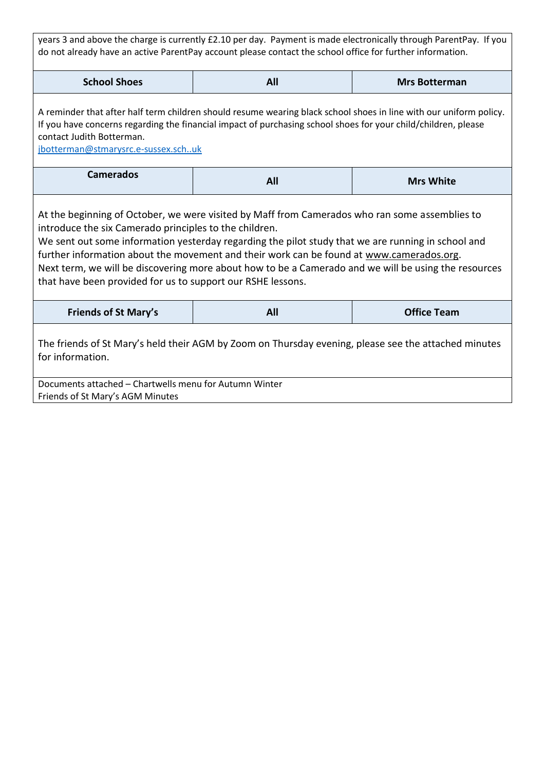years 3 and above the charge is currently £2.10 per day. Payment is made electronically through ParentPay. If you do not already have an active ParentPay account please contact the school office for further information.

| School Shoes | All | Mrs Botterman |
| --- | --- | --- |

A reminder that after half term children should resume wearing black school shoes in line with our uniform policy. If you have concerns regarding the financial impact of purchasing school shoes for your child/children, please contact Judith Botterman.
jbotterman@stmarysrc.e-sussex.sch..uk

| Camerados | All | Mrs White |
| --- | --- | --- |

At the beginning of October, we were visited by Maff from Camerados who ran some assemblies to introduce the six Camerado principles to the children.
We sent out some information yesterday regarding the pilot study that we are running in school and further information about the movement and their work can be found at www.camerados.org.
Next term, we will be discovering more about how to be a Camerado and we will be using the resources that have been provided for us to support our RSHE lessons.

| Friends of St Mary's | All | Office Team |
| --- | --- | --- |

The friends of St Mary's held their AGM by Zoom on Thursday evening, please see the attached minutes for information.

Documents attached – Chartwells menu for Autumn Winter
Friends of St Mary's AGM Minutes